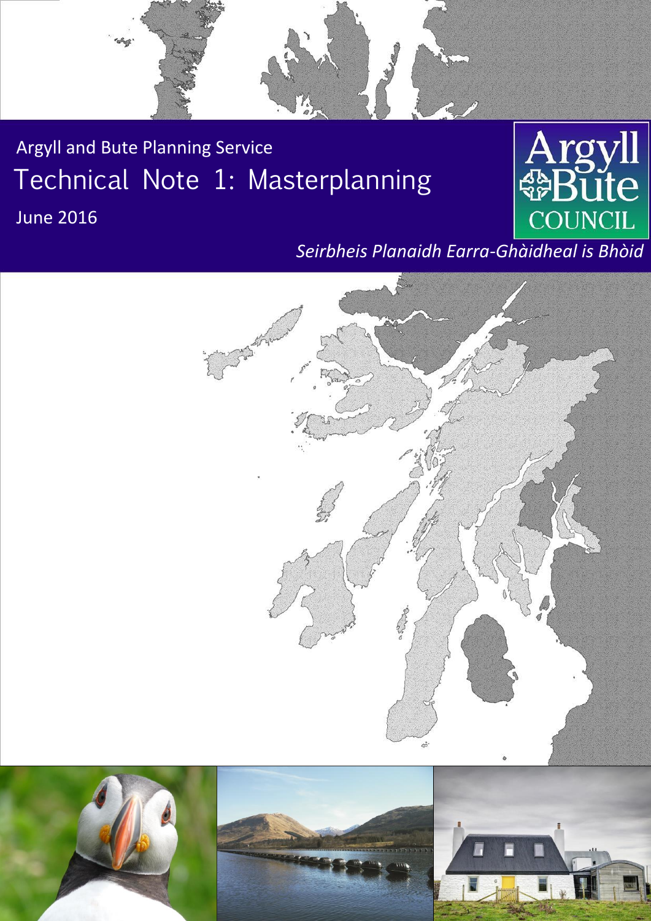Argyll and Bute Planning Service

# Technical Note 1: Masterplanning

June 2016

Argyll & Bute COUNCIL

*Seirbheis Planaidh Earra-Ghàidheal is Bhòid*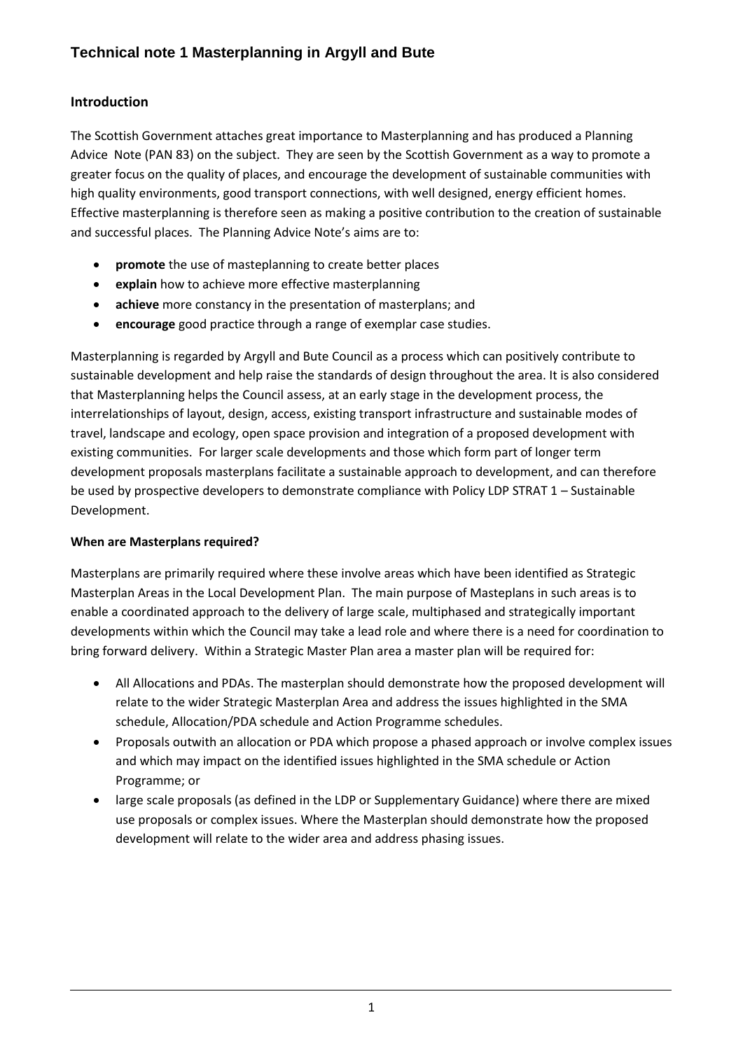# Technical note 1 Masterplanning in Argyll and Bute

## Introduction

The Scottish Government attaches great importance to Masterplanning and has produced a Planning Advice Note (PAN 83) on the subject. They are seen by the Scottish Government as a way to promote a greater focus on the quality of places, and encourage the development of sustainable communities with high quality environments, good transport connections, with well designed, energy efficient homes. Effective masterplanning is therefore seen as making a positive contribution to the creation of sustainable and successful places. The Planning Advice Note's aims are to:

- **promote** the use of masteplanning to create better places
- **explain** how to achieve more effective masterplanning
- **achieve** more constancy in the presentation of masterplans; and
- **encourage** good practice through a range of exemplar case studies.

Masterplanning is regarded by Argyll and Bute Council as a process which can positively contribute to sustainable development and help raise the standards of design throughout the area. It is also considered that Masterplanning helps the Council assess, at an early stage in the development process, the interrelationships of layout, design, access, existing transport infrastructure and sustainable modes of travel, landscape and ecology, open space provision and integration of a proposed development with existing communities. For larger scale developments and those which form part of longer term development proposals masterplans facilitate a sustainable approach to development, and can therefore be used by prospective developers to demonstrate compliance with Policy LDP STRAT 1 – Sustainable Development.

### When are Masterplans required?

Masterplans are primarily required where these involve areas which have been identified as Strategic Masterplan Areas in the Local Development Plan. The main purpose of Masteplans in such areas is to enable a coordinated approach to the delivery of large scale, multiphased and strategically important developments within which the Council may take a lead role and where there is a need for coordination to bring forward delivery. Within a Strategic Master Plan area a master plan will be required for:

- All Allocations and PDAs. The masterplan should demonstrate how the proposed development will relate to the wider Strategic Masterplan Area and address the issues highlighted in the SMA schedule, Allocation/PDA schedule and Action Programme schedules.
- Proposals outwith an allocation or PDA which propose a phased approach or involve complex issues and which may impact on the identified issues highlighted in the SMA schedule or Action Programme; or
- large scale proposals (as defined in the LDP or Supplementary Guidance) where there are mixed use proposals or complex issues. Where the Masterplan should demonstrate how the proposed development will relate to the wider area and address phasing issues.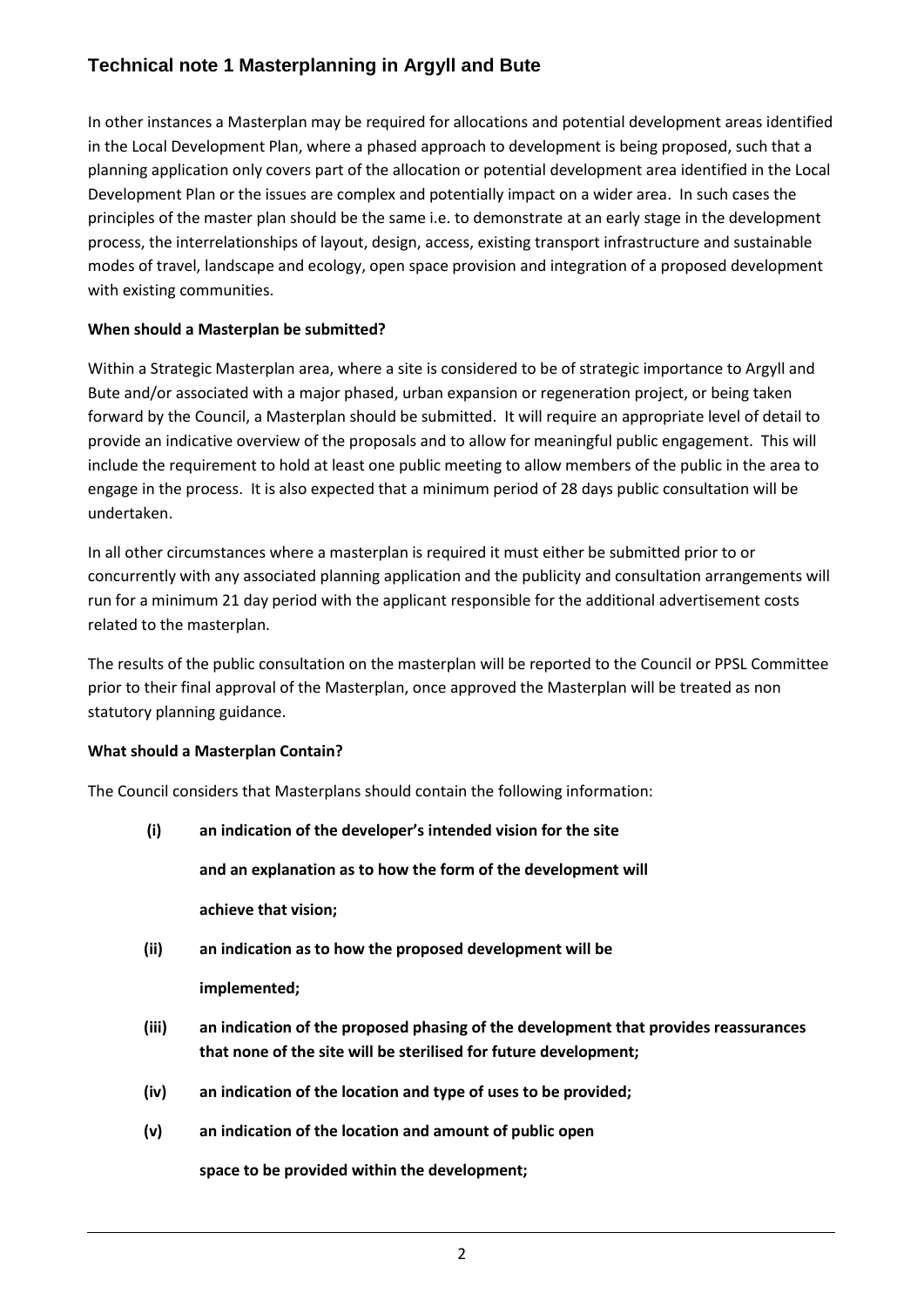## Technical note 1 Masterplanning in Argyll and Bute

In other instances a Masterplan may be required for allocations and potential development areas identified in the Local Development Plan, where a phased approach to development is being proposed, such that a planning application only covers part of the allocation or potential development area identified in the Local Development Plan or the issues are complex and potentially impact on a wider area. In such cases the principles of the master plan should be the same i.e. to demonstrate at an early stage in the development process, the interrelationships of layout, design, access, existing transport infrastructure and sustainable modes of travel, landscape and ecology, open space provision and integration of a proposed development with existing communities.

**When should a Masterplan be submitted?**

Within a Strategic Masterplan area, where a site is considered to be of strategic importance to Argyll and Bute and/or associated with a major phased, urban expansion or regeneration project, or being taken forward by the Council, a Masterplan should be submitted. It will require an appropriate level of detail to provide an indicative overview of the proposals and to allow for meaningful public engagement. This will include the requirement to hold at least one public meeting to allow members of the public in the area to engage in the process. It is also expected that a minimum period of 28 days public consultation will be undertaken.

In all other circumstances where a masterplan is required it must either be submitted prior to or concurrently with any associated planning application and the publicity and consultation arrangements will run for a minimum 21 day period with the applicant responsible for the additional advertisement costs related to the masterplan.

The results of the public consultation on the masterplan will be reported to the Council or PPSL Committee prior to their final approval of the Masterplan, once approved the Masterplan will be treated as non statutory planning guidance.

**What should a Masterplan Contain?**

The Council considers that Masterplans should contain the following information:

**(i) an indication of the developer's intended vision for the site and an explanation as to how the form of the development will achieve that vision;**

**(ii) an indication as to how the proposed development will be implemented;**

**(iii) an indication of the proposed phasing of the development that provides reassurances that none of the site will be sterilised for future development;**

**(iv) an indication of the location and type of uses to be provided;**

**(v) an indication of the location and amount of public open space to be provided within the development;**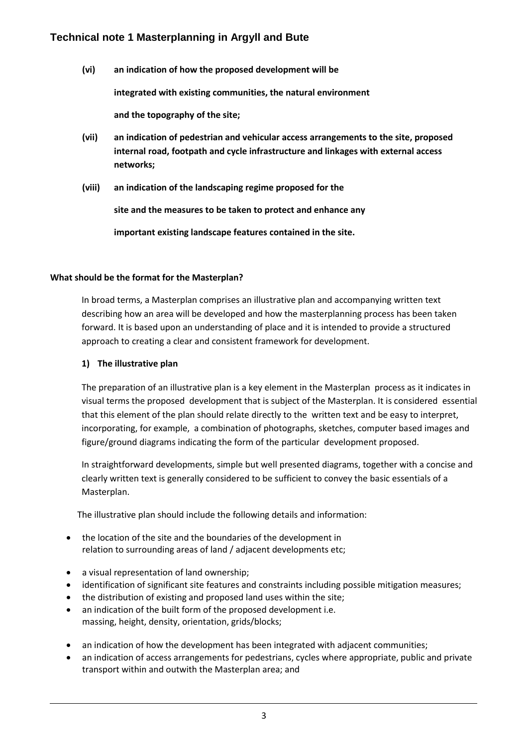**(vi) an indication of how the proposed development will be integrated with existing communities, the natural environment and the topography of the site;**

**(vii) an indication of pedestrian and vehicular access arrangements to the site, proposed internal road, footpath and cycle infrastructure and linkages with external access networks;**

**(viii) an indication of the landscaping regime proposed for the site and the measures to be taken to protect and enhance any important existing landscape features contained in the site.**

**What should be the format for the Masterplan?**

In broad terms, a Masterplan comprises an illustrative plan and accompanying written text describing how an area will be developed and how the masterplanning process has been taken forward. It is based upon an understanding of place and it is intended to provide a structured approach to creating a clear and consistent framework for development.

**1) The illustrative plan**

The preparation of an illustrative plan is a key element in the Masterplan process as it indicates in visual terms the proposed development that is subject of the Masterplan. It is considered essential that this element of the plan should relate directly to the written text and be easy to interpret, incorporating, for example, a combination of photographs, sketches, computer based images and figure/ground diagrams indicating the form of the particular development proposed.

In straightforward developments, simple but well presented diagrams, together with a concise and clearly written text is generally considered to be sufficient to convey the basic essentials of a Masterplan.

The illustrative plan should include the following details and information:

- the location of the site and the boundaries of the development in relation to surrounding areas of land / adjacent developments etc;
- a visual representation of land ownership;
- identification of significant site features and constraints including possible mitigation measures;
- the distribution of existing and proposed land uses within the site;
- an indication of the built form of the proposed development i.e. massing, height, density, orientation, grids/blocks;
- an indication of how the development has been integrated with adjacent communities;
- an indication of access arrangements for pedestrians, cycles where appropriate, public and private transport within and outwith the Masterplan area; and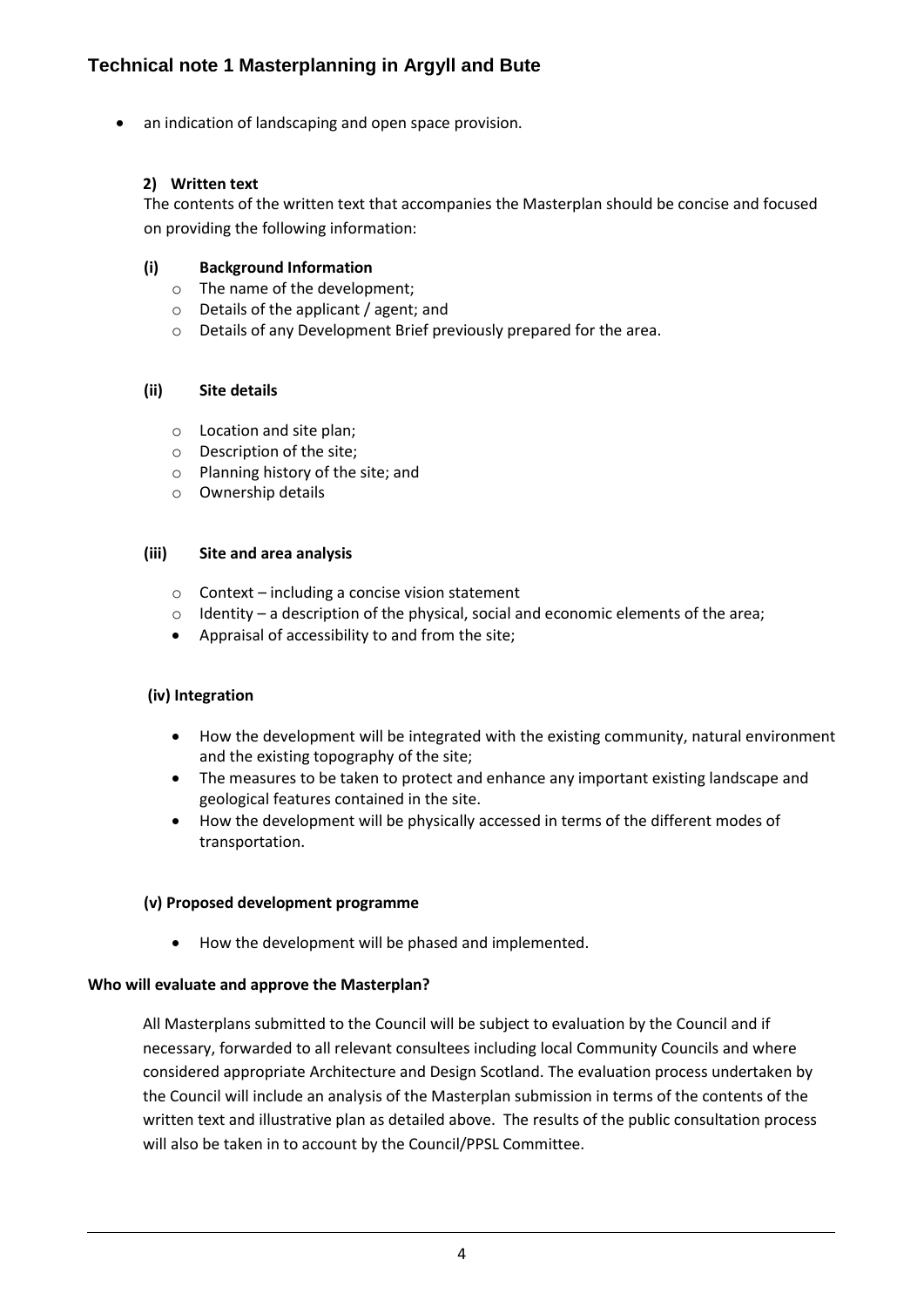- an indication of landscaping and open space provision.

**2) Written text**

The contents of the written text that accompanies the Masterplan should be concise and focused on providing the following information:

**(i) Background Information**

- The name of the development;
- Details of the applicant / agent; and
- Details of any Development Brief previously prepared for the area.

**(ii) Site details**

- Location and site plan;
- Description of the site;
- Planning history of the site; and
- Ownership details

**(iii) Site and area analysis**

- Context – including a concise vision statement
- Identity – a description of the physical, social and economic elements of the area;
- Appraisal of accessibility to and from the site;

**(iv) Integration**

- How the development will be integrated with the existing community, natural environment and the existing topography of the site;
- The measures to be taken to protect and enhance any important existing landscape and geological features contained in the site.
- How the development will be physically accessed in terms of the different modes of transportation.

**(v) Proposed development programme**

- How the development will be phased and implemented.

**Who will evaluate and approve the Masterplan?**

All Masterplans submitted to the Council will be subject to evaluation by the Council and if necessary, forwarded to all relevant consultees including local Community Councils and where considered appropriate Architecture and Design Scotland. The evaluation process undertaken by the Council will include an analysis of the Masterplan submission in terms of the contents of the written text and illustrative plan as detailed above. The results of the public consultation process will also be taken in to account by the Council/PPSL Committee.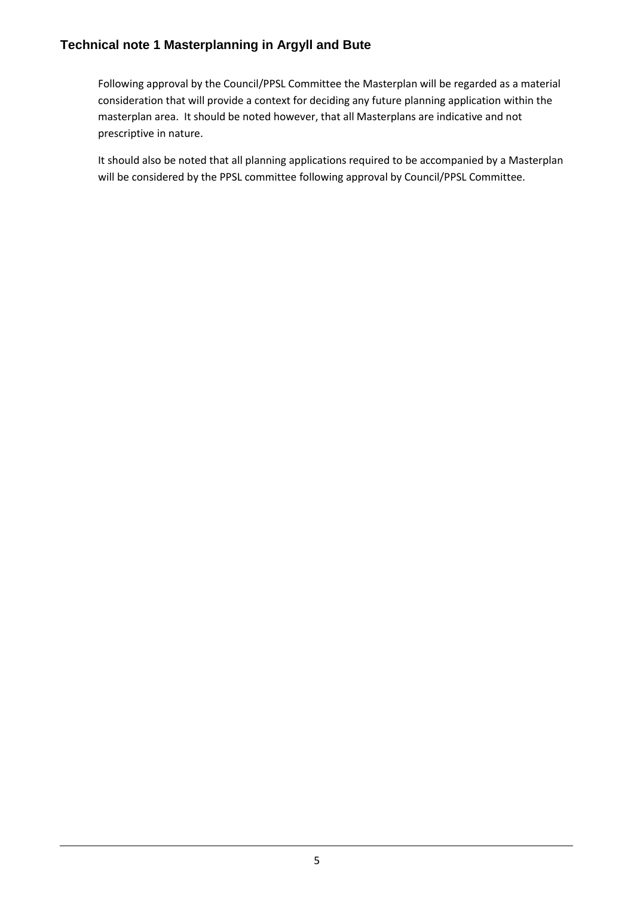Following approval by the Council/PPSL Committee the Masterplan will be regarded as a material consideration that will provide a context for deciding any future planning application within the masterplan area. It should be noted however, that all Masterplans are indicative and not prescriptive in nature.

It should also be noted that all planning applications required to be accompanied by a Masterplan will be considered by the PPSL committee following approval by Council/PPSL Committee.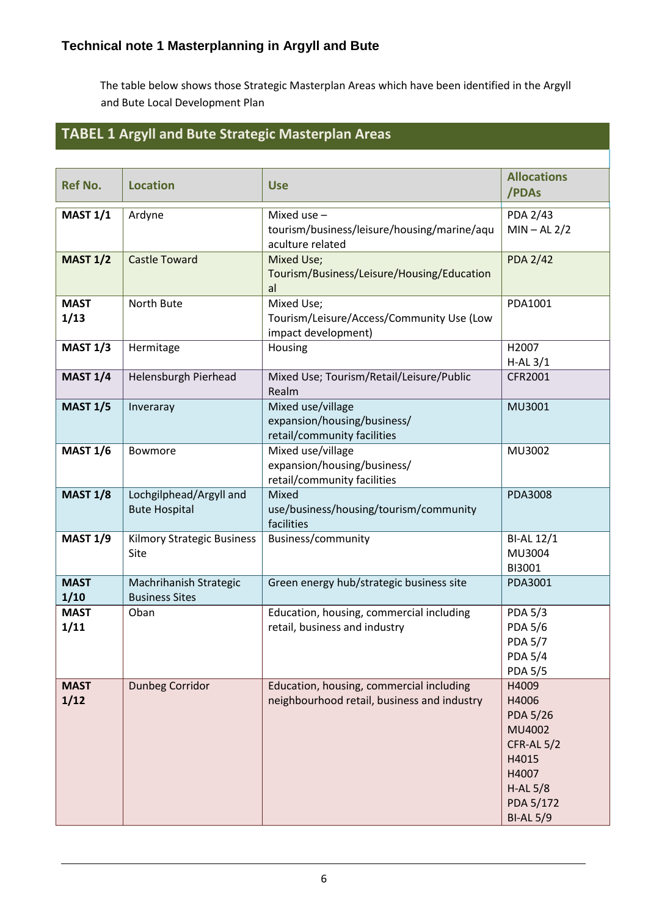### Technical note 1 Masterplanning in Argyll and Bute

The table below shows those Strategic Masterplan Areas which have been identified in the Argyll and Bute Local Development Plan

## TABEL 1 Argyll and Bute Strategic Masterplan Areas

| Ref No. | Location | Use | Allocations /PDAs |
|---|---|---|---|
| **MAST 1/1** | Ardyne | Mixed use – tourism/business/leisure/housing/marine/aquaculture related | PDA 2/43<br>MIN – AL 2/2 |
| **MAST 1/2** | Castle Toward | Mixed Use; Tourism/Business/Leisure/Housing/Educational | PDA 2/42 |
| **MAST 1/13** | North Bute | Mixed Use; Tourism/Leisure/Access/Community Use (Low impact development) | PDA1001 |
| **MAST 1/3** | Hermitage | Housing | H2007<br>H-AL 3/1 |
| **MAST 1/4** | Helensburgh Pierhead | Mixed Use; Tourism/Retail/Leisure/Public Realm | CFR2001 |
| **MAST 1/5** | Inveraray | Mixed use/village expansion/housing/business/ retail/community facilities | MU3001 |
| **MAST 1/6** | Bowmore | Mixed use/village expansion/housing/business/ retail/community facilities | MU3002 |
| **MAST 1/8** | Lochgilphead/Argyll and Bute Hospital | Mixed use/business/housing/tourism/community facilities | PDA3008 |
| **MAST 1/9** | Kilmory Strategic Business Site | Business/community | BI-AL 12/1<br>MU3004<br>BI3001 |
| **MAST 1/10** | Machrihanish Strategic Business Sites | Green energy hub/strategic business site | PDA3001 |
| **MAST 1/11** | Oban | Education, housing, commercial including retail, business and industry | PDA 5/3<br>PDA 5/6<br>PDA 5/7<br>PDA 5/4<br>PDA 5/5 |
| **MAST 1/12** | Dunbeg Corridor | Education, housing, commercial including neighbourhood retail, business and industry | H4009<br>H4006<br>PDA 5/26<br>MU4002<br>CFR-AL 5/2<br>H4015<br>H4007<br>H-AL 5/8<br>PDA 5/172<br>BI-AL 5/9 |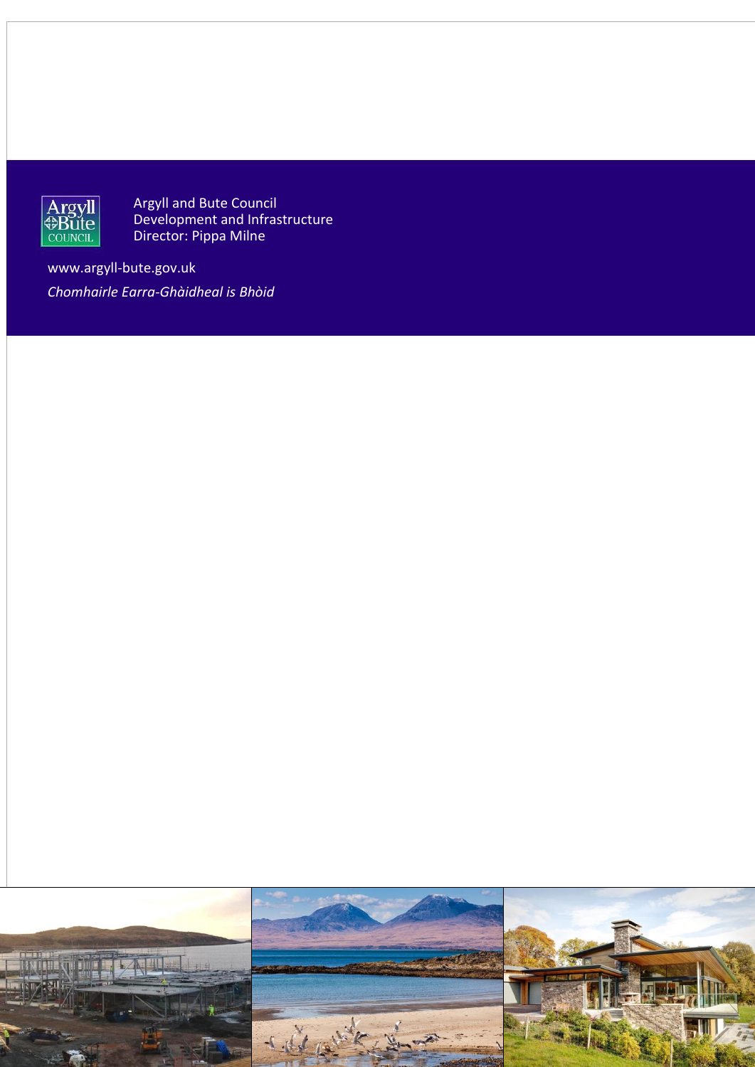Argyll and Bute Council
Development and Infrastructure
Director: Pippa Milne

www.argyll-bute.gov.uk

*Chomhairle Earra-Ghàidheal is Bhòid*